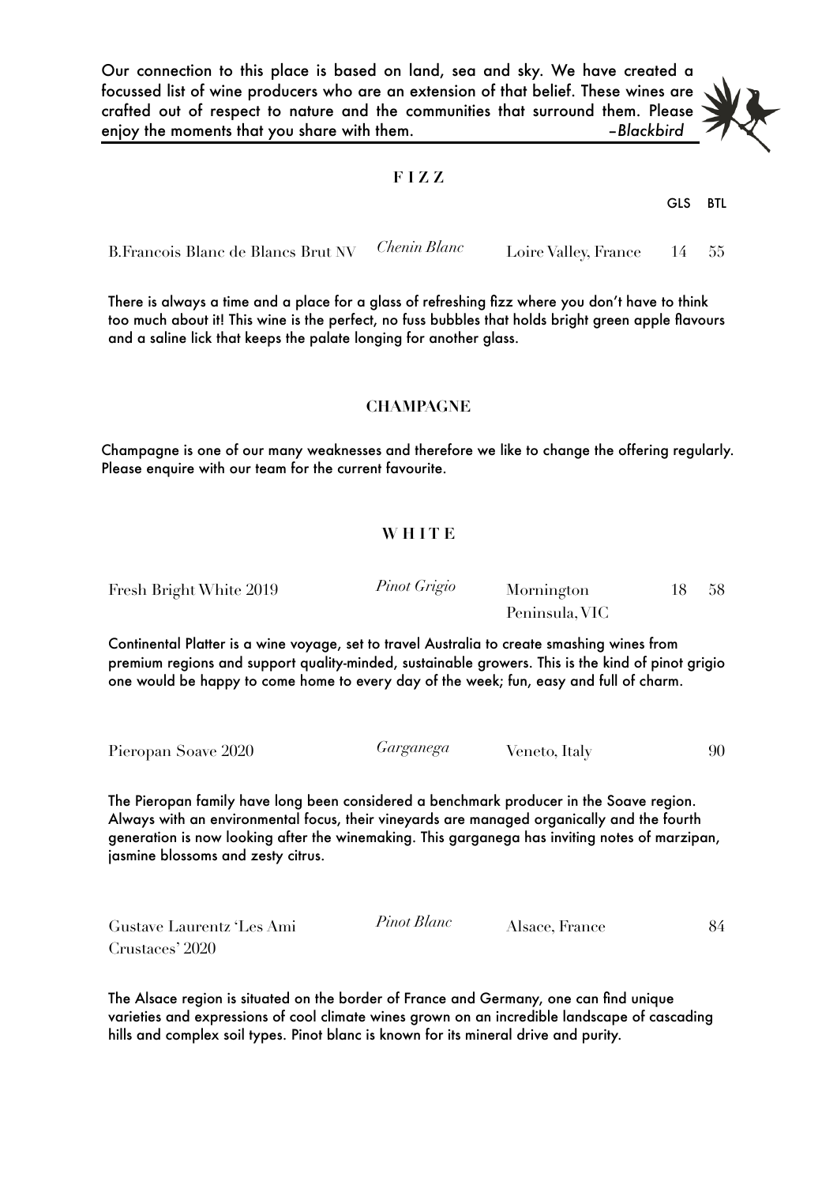Our connection to this place is based on land, sea and sky. We have created a focussed list of wine producers who are an extension of that belief. These wines are crafted out of respect to nature and the communities that surround them. Please enjoy the moments that you share with them. *–Blackbird*

## FIZZ

| Wine | Variety | Region | GLS | BTL |
| --- | --- | --- | --- | --- |
| B.Francois Blanc de Blancs Brut NV | *Chenin Blanc* | Loire Valley, France | 14 | 55 |

There is always a time and a place for a glass of refreshing fizz where you don't have to think too much about it! This wine is the perfect, no fuss bubbles that holds bright green apple flavours and a saline lick that keeps the palate longing for another glass.

## CHAMPAGNE

Champagne is one of our many weaknesses and therefore we like to change the offering regularly. Please enquire with our team for the current favourite.

## WHITE

| Wine | Variety | Region | GLS | BTL |
| --- | --- | --- | --- | --- |
| Fresh Bright White 2019 | *Pinot Grigio* | Mornington Peninsula, VIC | 18 | 58 |

Continental Platter is a wine voyage, set to travel Australia to create smashing wines from premium regions and support quality-minded, sustainable growers. This is the kind of pinot grigio one would be happy to come home to every day of the week; fun, easy and full of charm.

| Wine | Variety | Region | GLS | BTL |
| --- | --- | --- | --- | --- |
| Pieropan Soave 2020 | *Garganega* | Veneto, Italy | | 90 |

The Pieropan family have long been considered a benchmark producer in the Soave region. Always with an environmental focus, their vineyards are managed organically and the fourth generation is now looking after the winemaking. This garganega has inviting notes of marzipan, jasmine blossoms and zesty citrus.

| Wine | Variety | Region | GLS | BTL |
| --- | --- | --- | --- | --- |
| Gustave Laurentz 'Les Ami Crustaces' 2020 | *Pinot Blanc* | Alsace, France | | 84 |

The Alsace region is situated on the border of France and Germany, one can find unique varieties and expressions of cool climate wines grown on an incredible landscape of cascading hills and complex soil types. Pinot blanc is known for its mineral drive and purity.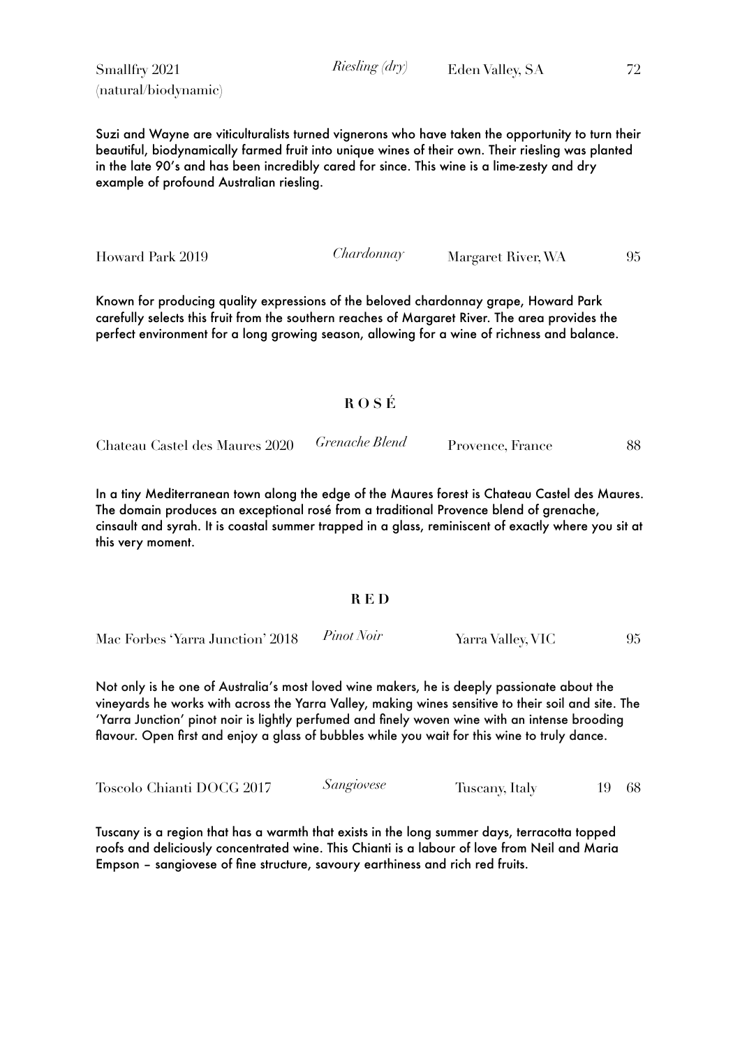Smallfry 2021 (natural/biodynamic) | *Riesling (dry)* | Eden Valley, SA | 72

Suzi and Wayne are viticulturalists turned vignerons who have taken the opportunity to turn their beautiful, biodynamically farmed fruit into unique wines of their own. Their riesling was planted in the late 90's and has been incredibly cared for since. This wine is a lime-zesty and dry example of profound Australian riesling.

Howard Park 2019 | *Chardonnay* | Margaret River, WA | 95

Known for producing quality expressions of the beloved chardonnay grape, Howard Park carefully selects this fruit from the southern reaches of Margaret River. The area provides the perfect environment for a long growing season, allowing for a wine of richness and balance.

## ROSÉ

Chateau Castel des Maures 2020 | *Grenache Blend* | Provence, France | 88

In a tiny Mediterranean town along the edge of the Maures forest is Chateau Castel des Maures. The domain produces an exceptional rosé from a traditional Provence blend of grenache, cinsault and syrah. It is coastal summer trapped in a glass, reminiscent of exactly where you sit at this very moment.

## RED

Mac Forbes 'Yarra Junction' 2018 | *Pinot Noir* | Yarra Valley, VIC | 95

Not only is he one of Australia's most loved wine makers, he is deeply passionate about the vineyards he works with across the Yarra Valley, making wines sensitive to their soil and site. The 'Yarra Junction' pinot noir is lightly perfumed and finely woven wine with an intense brooding flavour. Open first and enjoy a glass of bubbles while you wait for this wine to truly dance.

Toscolo Chianti DOCG 2017 | *Sangiovese* | Tuscany, Italy | 19 68

Tuscany is a region that has a warmth that exists in the long summer days, terracotta topped roofs and deliciously concentrated wine. This Chianti is a labour of love from Neil and Maria Empson – sangiovese of fine structure, savoury earthiness and rich red fruits.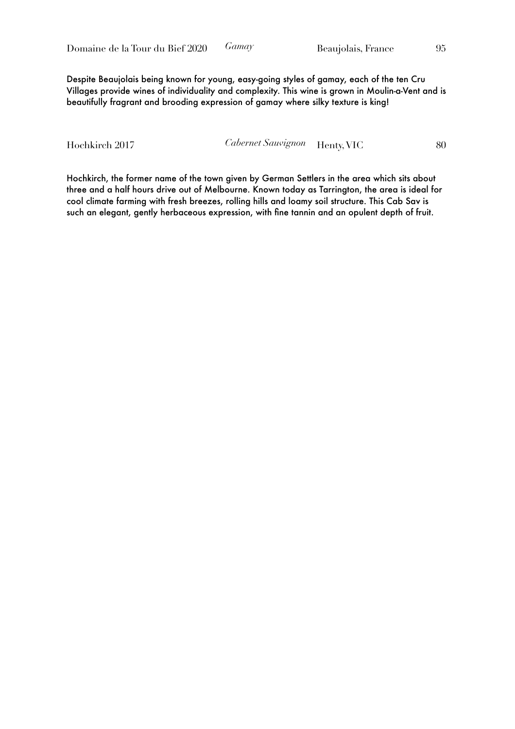Domaine de la Tour du Bief 2020 *Gamay* Beaujolais, France 95

Despite Beaujolais being known for young, easy-going styles of gamay, each of the ten Cru Villages provide wines of individuality and complexity. This wine is grown in Moulin-a-Vent and is beautifully fragrant and brooding expression of gamay where silky texture is king!

Hochkirch 2017 *Cabernet Sauvignon* Henty, VIC 80

Hochkirch, the former name of the town given by German Settlers in the area which sits about three and a half hours drive out of Melbourne. Known today as Tarrington, the area is ideal for cool climate farming with fresh breezes, rolling hills and loamy soil structure. This Cab Sav is such an elegant, gently herbaceous expression, with fine tannin and an opulent depth of fruit.